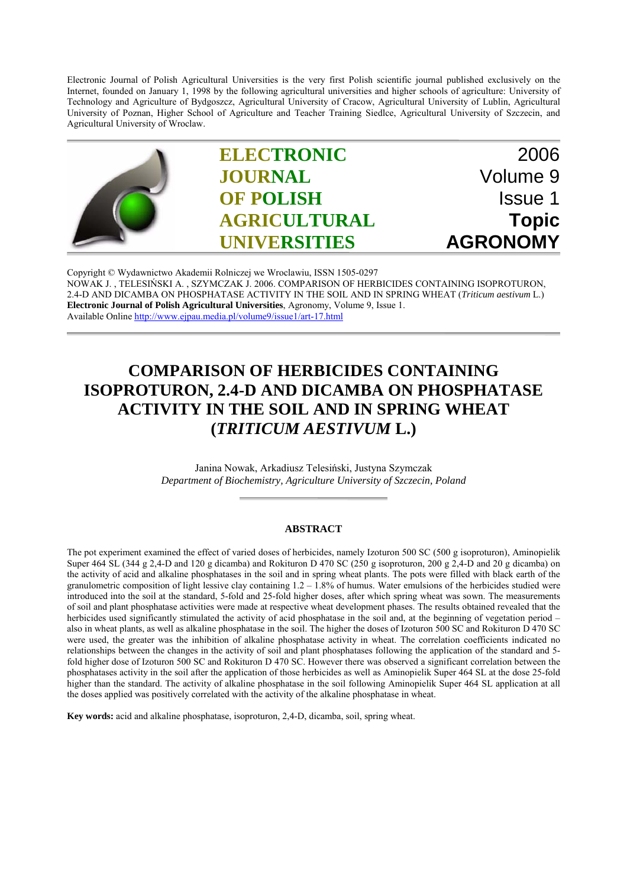Electronic Journal of Polish Agricultural Universities is the very first Polish scientific journal published exclusively on the Internet, founded on January 1, 1998 by the following agricultural universities and higher schools of agriculture: University of Technology and Agriculture of Bydgoszcz, Agricultural University of Cracow, Agricultural University of Lublin, Agricultural University of Poznan, Higher School of Agriculture and Teacher Training Siedlce, Agricultural University of Szczecin, and Agricultural University of Wroclaw.

| ELECTRONIC JOURNAL OF POLISH AGRICULTURAL UNIVERSITIES | 2006 Volume 9 Issue 1 **Topic AGRONOMY** |
|---|---|

Copyright © Wydawnictwo Akademii Rolniczej we Wroclawiu, ISSN 1505-0297
NOWAK J. , TELESIŃSKI A. , SZYMCZAK J. 2006. COMPARISON OF HERBICIDES CONTAINING ISOPROTURON, 2.4-D AND DICAMBA ON PHOSPHATASE ACTIVITY IN THE SOIL AND IN SPRING WHEAT (*Triticum aestivum* L.)
**Electronic Journal of Polish Agricultural Universities**, Agronomy, Volume 9, Issue 1.
Available Online http://www.ejpau.media.pl/volume9/issue1/art-17.html

# COMPARISON OF HERBICIDES CONTAINING ISOPROTURON, 2.4-D AND DICAMBA ON PHOSPHATASE ACTIVITY IN THE SOIL AND IN SPRING WHEAT (*TRITICUM AESTIVUM* L.)

Janina Nowak, Arkadiusz Telesiński, Justyna Szymczak
*Department of Biochemistry, Agriculture University of Szczecin, Poland*

## ABSTRACT

The pot experiment examined the effect of varied doses of herbicides, namely Izoturon 500 SC (500 g isoproturon), Aminopielik Super 464 SL (344 g 2,4-D and 120 g dicamba) and Rokituron D 470 SC (250 g isoproturon, 200 g 2,4-D and 20 g dicamba) on the activity of acid and alkaline phosphatases in the soil and in spring wheat plants. The pots were filled with black earth of the granulometric composition of light lessive clay containing 1.2 – 1.8% of humus. Water emulsions of the herbicides studied were introduced into the soil at the standard, 5-fold and 25-fold higher doses, after which spring wheat was sown. The measurements of soil and plant phosphatase activities were made at respective wheat development phases. The results obtained revealed that the herbicides used significantly stimulated the activity of acid phosphatase in the soil and, at the beginning of vegetation period – also in wheat plants, as well as alkaline phosphatase in the soil. The higher the doses of Izoturon 500 SC and Rokituron D 470 SC were used, the greater was the inhibition of alkaline phosphatase activity in wheat. The correlation coefficients indicated no relationships between the changes in the activity of soil and plant phosphatases following the application of the standard and 5-fold higher dose of Izoturon 500 SC and Rokituron D 470 SC. However there was observed a significant correlation between the phosphatases activity in the soil after the application of those herbicides as well as Aminopielik Super 464 SL at the dose 25-fold higher than the standard. The activity of alkaline phosphatase in the soil following Aminopielik Super 464 SL application at all the doses applied was positively correlated with the activity of the alkaline phosphatase in wheat.

**Key words:** acid and alkaline phosphatase, isoproturon, 2,4-D, dicamba, soil, spring wheat.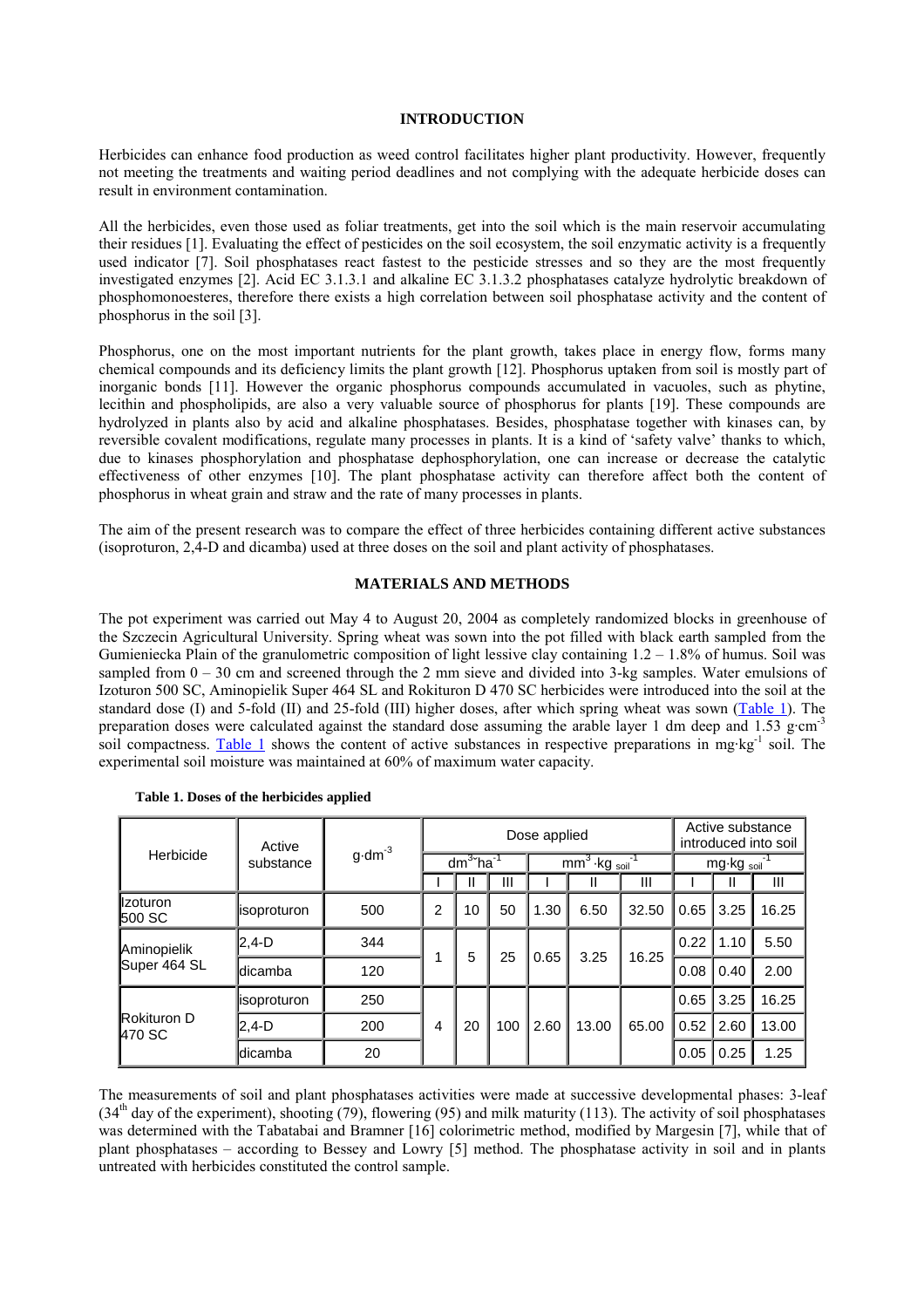## INTRODUCTION

Herbicides can enhance food production as weed control facilitates higher plant productivity. However, frequently not meeting the treatments and waiting period deadlines and not complying with the adequate herbicide doses can result in environment contamination.

All the herbicides, even those used as foliar treatments, get into the soil which is the main reservoir accumulating their residues [1]. Evaluating the effect of pesticides on the soil ecosystem, the soil enzymatic activity is a frequently used indicator [7]. Soil phosphatases react fastest to the pesticide stresses and so they are the most frequently investigated enzymes [2]. Acid EC 3.1.3.1 and alkaline EC 3.1.3.2 phosphatases catalyze hydrolytic breakdown of phosphomonoesteres, therefore there exists a high correlation between soil phosphatase activity and the content of phosphorus in the soil [3].

Phosphorus, one on the most important nutrients for the plant growth, takes place in energy flow, forms many chemical compounds and its deficiency limits the plant growth [12]. Phosphorus uptaken from soil is mostly part of inorganic bonds [11]. However the organic phosphorus compounds accumulated in vacuoles, such as phytine, lecithin and phospholipids, are also a very valuable source of phosphorus for plants [19]. These compounds are hydrolyzed in plants also by acid and alkaline phosphatases. Besides, phosphatase together with kinases can, by reversible covalent modifications, regulate many processes in plants. It is a kind of 'safety valve' thanks to which, due to kinases phosphorylation and phosphatase dephosphorylation, one can increase or decrease the catalytic effectiveness of other enzymes [10]. The plant phosphatase activity can therefore affect both the content of phosphorus in wheat grain and straw and the rate of many processes in plants.

The aim of the present research was to compare the effect of three herbicides containing different active substances (isoproturon, 2,4-D and dicamba) used at three doses on the soil and plant activity of phosphatases.

## MATERIALS AND METHODS

The pot experiment was carried out May 4 to August 20, 2004 as completely randomized blocks in greenhouse of the Szczecin Agricultural University. Spring wheat was sown into the pot filled with black earth sampled from the Gumieniecka Plain of the granulometric composition of light lessive clay containing 1.2 – 1.8% of humus. Soil was sampled from 0 – 30 cm and screened through the 2 mm sieve and divided into 3-kg samples. Water emulsions of Izoturon 500 SC, Aminopielik Super 464 SL and Rokituron D 470 SC herbicides were introduced into the soil at the standard dose (I) and 5-fold (II) and 25-fold (III) higher doses, after which spring wheat was sown (Table 1). The preparation doses were calculated against the standard dose assuming the arable layer 1 dm deep and 1.53 $g \cdot cm^{-3}$ soil compactness. Table 1 shows the content of active substances in respective preparations in $mg \cdot kg^{-1}$ soil. The experimental soil moisture was maintained at 60% of maximum water capacity.

**Table 1. Doses of the herbicides applied**

| Herbicide | Active substance | $g \cdot dm^{-3}$ | Dose applied | | | | | | Active substance introduced into soil | | |
|---|---|---|---|---|---|---|---|---|---|---|---|
| | | | $dm^3 \cdot ha^{-1}$ | | | $mm^3 \cdot kg_{soil}^{-1}$ | | | $mg \cdot kg_{soil}^{-1}$ | | |
| | | | I | II | III | I | II | III | I | II | III |
| Izoturon 500 SC | isoproturon | 500 | 2 | 10 | 50 | 1.30 | 6.50 | 32.50 | 0.65 | 3.25 | 16.25 |
| Aminopielik Super 464 SL | 2,4-D | 344 | 1 | 5 | 25 | 0.65 | 3.25 | 16.25 | 0.22 | 1.10 | 5.50 |
| | dicamba | 120 | | | | | | | 0.08 | 0.40 | 2.00 |
| Rokituron D 470 SC | isoproturon | 250 | 4 | 20 | 100 | 2.60 | 13.00 | 65.00 | 0.65 | 3.25 | 16.25 |
| | 2,4-D | 200 | | | | | | | 0.52 | 2.60 | 13.00 |
| | dicamba | 20 | | | | | | | 0.05 | 0.25 | 1.25 |

The measurements of soil and plant phosphatases activities were made at successive developmental phases: 3-leaf (34[th] day of the experiment), shooting (79), flowering (95) and milk maturity (113). The activity of soil phosphatases was determined with the Tabatabai and Bramner [16] colorimetric method, modified by Margesin [7], while that of plant phosphatases – according to Bessey and Lowry [5] method. The phosphatase activity in soil and in plants untreated with herbicides constituted the control sample.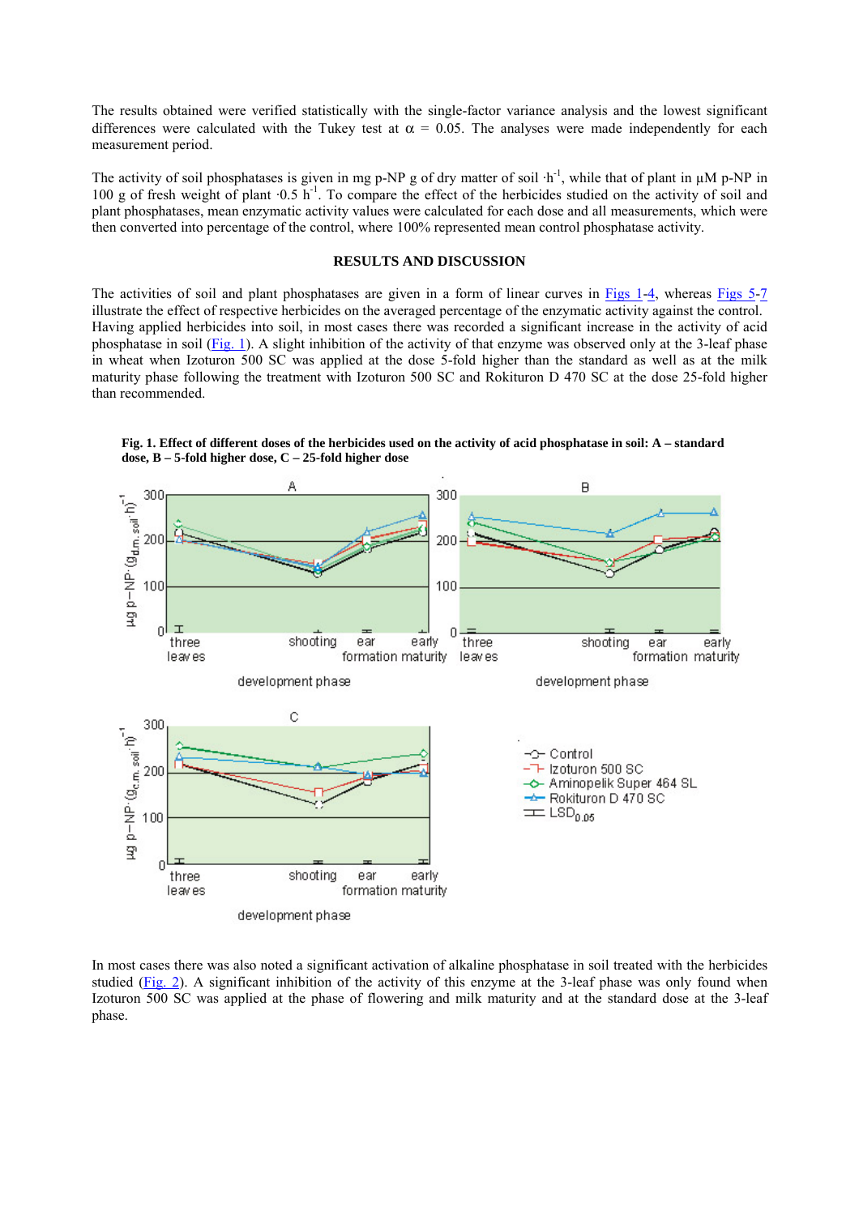The results obtained were verified statistically with the single-factor variance analysis and the lowest significant differences were calculated with the Tukey test at $\alpha = 0.05$. The analyses were made independently for each measurement period.

The activity of soil phosphatases is given in mg p-NP g of dry matter of soil $\cdot h^{-1}$, while that of plant in $\mu$M p-NP in 100 g of fresh weight of plant $\cdot 0.5\ h^{-1}$. To compare the effect of the herbicides studied on the activity of soil and plant phosphatases, mean enzymatic activity values were calculated for each dose and all measurements, which were then converted into percentage of the control, where 100% represented mean control phosphatase activity.

## RESULTS AND DISCUSSION

The activities of soil and plant phosphatases are given in a form of linear curves in Figs 1-4, whereas Figs 5-7 illustrate the effect of respective herbicides on the averaged percentage of the enzymatic activity against the control. Having applied herbicides into soil, in most cases there was recorded a significant increase in the activity of acid phosphatase in soil (Fig. 1). A slight inhibition of the activity of that enzyme was observed only at the 3-leaf phase in wheat when Izoturon 500 SC was applied at the dose 5-fold higher than the standard as well as at the milk maturity phase following the treatment with Izoturon 500 SC and Rokituron D 470 SC at the dose 25-fold higher than recommended.

**Fig. 1. Effect of different doses of the herbicides used on the activity of acid phosphatase in soil: A – standard dose, B – 5-fold higher dose, C – 25-fold higher dose**

In most cases there was also noted a significant activation of alkaline phosphatase in soil treated with the herbicides studied (Fig. 2). A significant inhibition of the activity of this enzyme at the 3-leaf phase was only found when Izoturon 500 SC was applied at the phase of flowering and milk maturity and at the standard dose at the 3-leaf phase.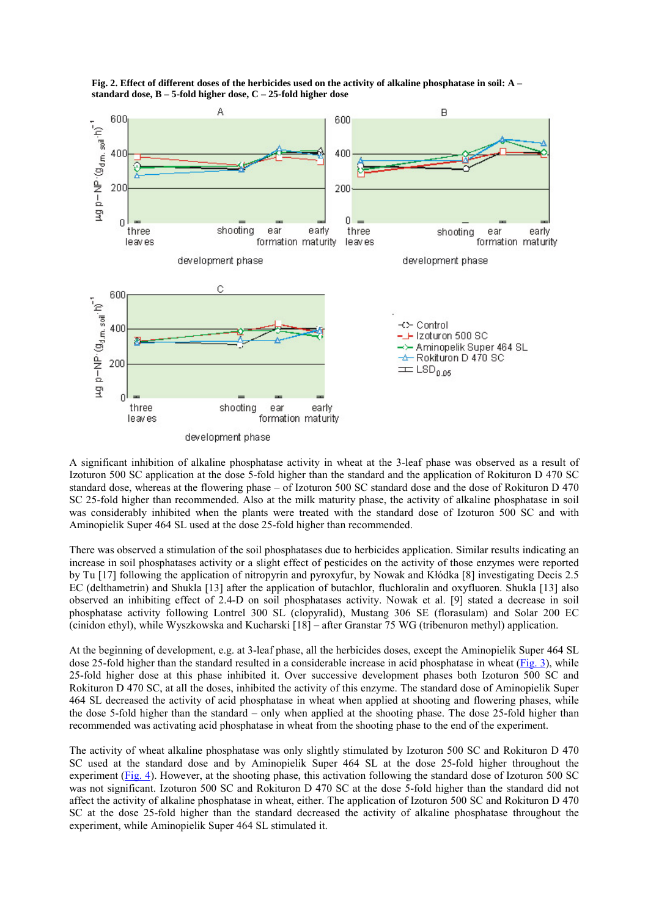**Fig. 2. Effect of different doses of the herbicides used on the activity of alkaline phosphatase in soil: A – standard dose, B – 5-fold higher dose, C – 25-fold higher dose**

A significant inhibition of alkaline phosphatase activity in wheat at the 3-leaf phase was observed as a result of Izoturon 500 SC application at the dose 5-fold higher than the standard and the application of Rokituron D 470 SC standard dose, whereas at the flowering phase – of Izoturon 500 SC standard dose and the dose of Rokituron D 470 SC 25-fold higher than recommended. Also at the milk maturity phase, the activity of alkaline phosphatase in soil was considerably inhibited when the plants were treated with the standard dose of Izoturon 500 SC and with Aminopielik Super 464 SL used at the dose 25-fold higher than recommended.

There was observed a stimulation of the soil phosphatases due to herbicides application. Similar results indicating an increase in soil phosphatases activity or a slight effect of pesticides on the activity of those enzymes were reported by Tu [17] following the application of nitropyrin and pyroxyfur, by Nowak and Kłódka [8] investigating Decis 2.5 EC (delthametrin) and Shukla [13] after the application of butachlor, fluchloralin and oxyfluoren. Shukla [13] also observed an inhibiting effect of 2.4-D on soil phosphatases activity. Nowak et al. [9] stated a decrease in soil phosphatase activity following Lontrel 300 SL (clopyralid), Mustang 306 SE (florasulam) and Solar 200 EC (cinidon ethyl), while Wyszkowska and Kucharski [18] – after Granstar 75 WG (tribenuron methyl) application.

At the beginning of development, e.g. at 3-leaf phase, all the herbicides doses, except the Aminopielik Super 464 SL dose 25-fold higher than the standard resulted in a considerable increase in acid phosphatase in wheat (Fig. 3), while 25-fold higher dose at this phase inhibited it. Over successive development phases both Izoturon 500 SC and Rokituron D 470 SC, at all the doses, inhibited the activity of this enzyme. The standard dose of Aminopielik Super 464 SL decreased the activity of acid phosphatase in wheat when applied at shooting and flowering phases, while the dose 5-fold higher than the standard – only when applied at the shooting phase. The dose 25-fold higher than recommended was activating acid phosphatase in wheat from the shooting phase to the end of the experiment.

The activity of wheat alkaline phosphatase was only slightly stimulated by Izoturon 500 SC and Rokituron D 470 SC used at the standard dose and by Aminopielik Super 464 SL at the dose 25-fold higher throughout the experiment (Fig. 4). However, at the shooting phase, this activation following the standard dose of Izoturon 500 SC was not significant. Izoturon 500 SC and Rokituron D 470 SC at the dose 5-fold higher than the standard did not affect the activity of alkaline phosphatase in wheat, either. The application of Izoturon 500 SC and Rokituron D 470 SC at the dose 25-fold higher than the standard decreased the activity of alkaline phosphatase throughout the experiment, while Aminopielik Super 464 SL stimulated it.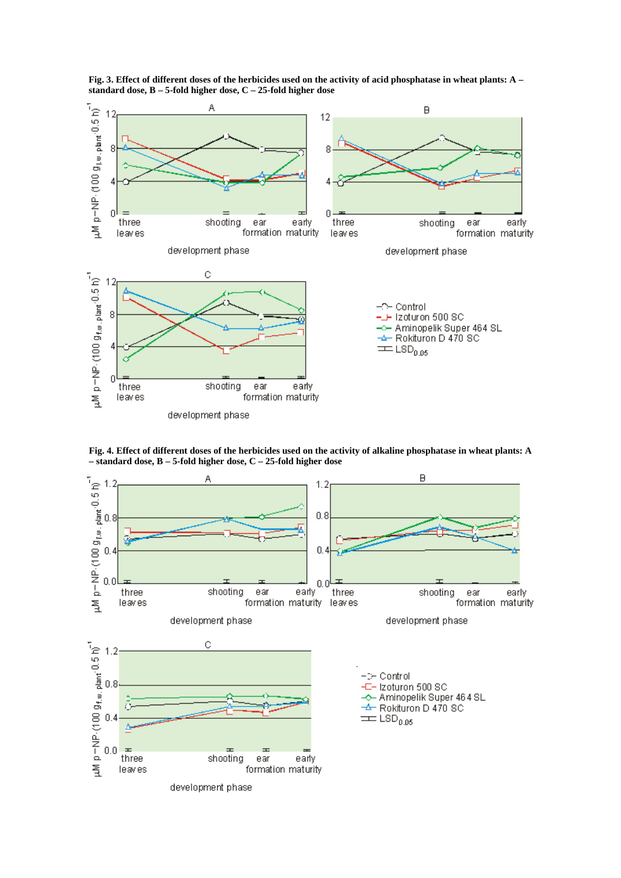**Fig. 3. Effect of different doses of the herbicides used on the activity of acid phosphatase in wheat plants: A – standard dose, B – 5-fold higher dose, C – 25-fold higher dose**

**Fig. 4. Effect of different doses of the herbicides used on the activity of alkaline phosphatase in wheat plants: A – standard dose, B – 5-fold higher dose, C – 25-fold higher dose**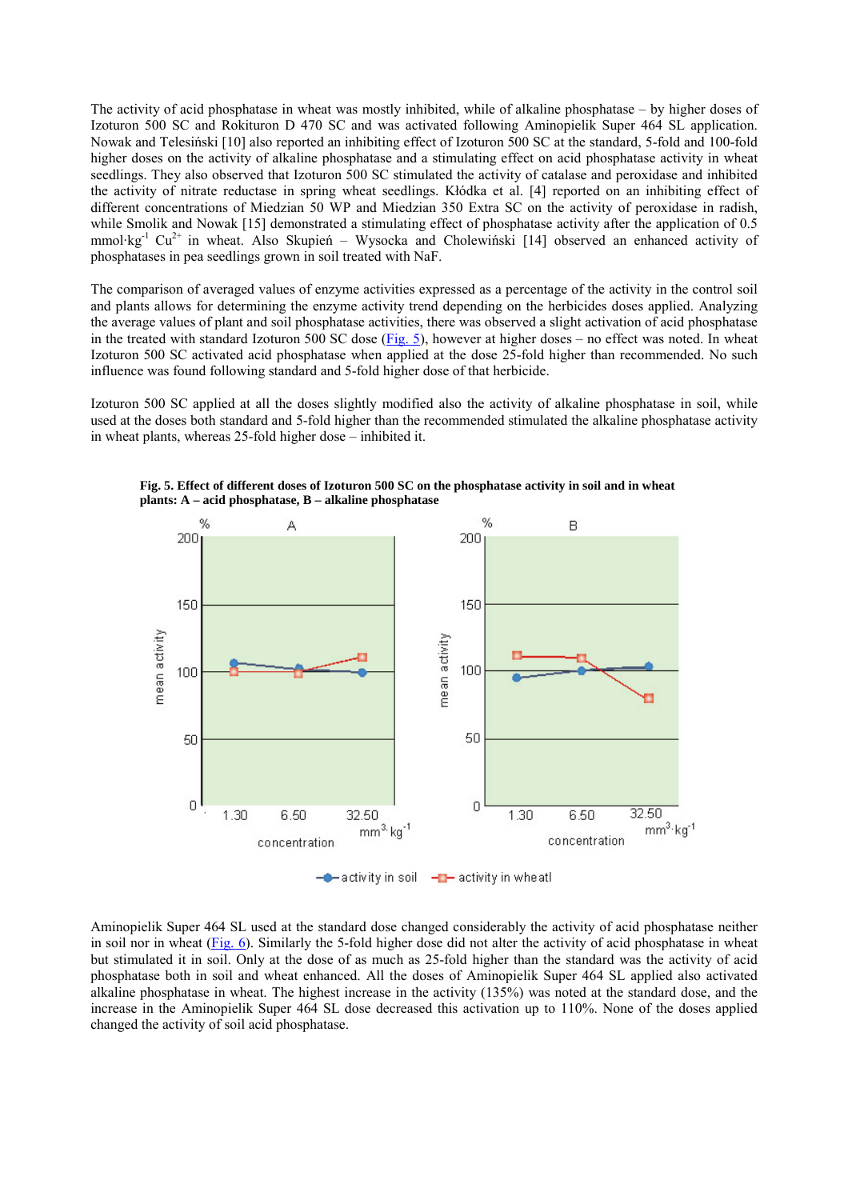The activity of acid phosphatase in wheat was mostly inhibited, while of alkaline phosphatase – by higher doses of Izoturon 500 SC and Rokituron D 470 SC and was activated following Aminopielik Super 464 SL application. Nowak and Telesiński [10] also reported an inhibiting effect of Izoturon 500 SC at the standard, 5-fold and 100-fold higher doses on the activity of alkaline phosphatase and a stimulating effect on acid phosphatase activity in wheat seedlings. They also observed that Izoturon 500 SC stimulated the activity of catalase and peroxidase and inhibited the activity of nitrate reductase in spring wheat seedlings. Kłódka et al. [4] reported on an inhibiting effect of different concentrations of Miedzian 50 WP and Miedzian 350 Extra SC on the activity of peroxidase in radish, while Smolik and Nowak [15] demonstrated a stimulating effect of phosphatase activity after the application of 0.5 $mmol \cdot kg^{-1}$ $Cu^{2+}$ in wheat. Also Skupień – Wysocka and Cholewiński [14] observed an enhanced activity of phosphatases in pea seedlings grown in soil treated with NaF.

The comparison of averaged values of enzyme activities expressed as a percentage of the activity in the control soil and plants allows for determining the enzyme activity trend depending on the herbicides doses applied. Analyzing the average values of plant and soil phosphatase activities, there was observed a slight activation of acid phosphatase in the treated with standard Izoturon 500 SC dose (Fig. 5), however at higher doses – no effect was noted. In wheat Izoturon 500 SC activated acid phosphatase when applied at the dose 25-fold higher than recommended. No such influence was found following standard and 5-fold higher dose of that herbicide.

Izoturon 500 SC applied at all the doses slightly modified also the activity of alkaline phosphatase in soil, while used at the doses both standard and 5-fold higher than the recommended stimulated the alkaline phosphatase activity in wheat plants, whereas 25-fold higher dose – inhibited it.

**Fig. 5. Effect of different doses of Izoturon 500 SC on the phosphatase activity in soil and in wheat plants: A – acid phosphatase, B – alkaline phosphatase**

Aminopielik Super 464 SL used at the standard dose changed considerably the activity of acid phosphatase neither in soil nor in wheat (Fig. 6). Similarly the 5-fold higher dose did not alter the activity of acid phosphatase in wheat but stimulated it in soil. Only at the dose of as much as 25-fold higher than the standard was the activity of acid phosphatase both in soil and wheat enhanced. All the doses of Aminopielik Super 464 SL applied also activated alkaline phosphatase in wheat. The highest increase in the activity (135%) was noted at the standard dose, and the increase in the Aminopielik Super 464 SL dose decreased this activation up to 110%. None of the doses applied changed the activity of soil acid phosphatase.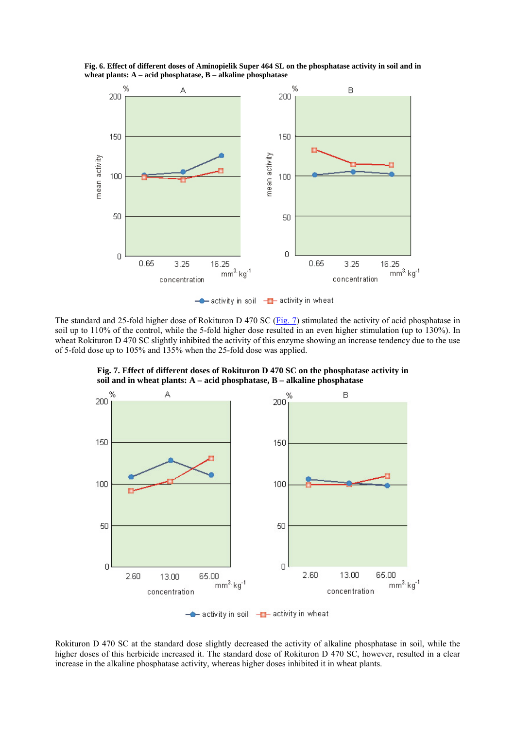**Fig. 6. Effect of different doses of Aminopielik Super 464 SL on the phosphatase activity in soil and in wheat plants: A – acid phosphatase, B – alkaline phosphatase**

The standard and 25-fold higher dose of Rokituron D 470 SC (Fig. 7) stimulated the activity of acid phosphatase in soil up to 110% of the control, while the 5-fold higher dose resulted in an even higher stimulation (up to 130%). In wheat Rokituron D 470 SC slightly inhibited the activity of this enzyme showing an increase tendency due to the use of 5-fold dose up to 105% and 135% when the 25-fold dose was applied.

**Fig. 7. Effect of different doses of Rokituron D 470 SC on the phosphatase activity in soil and in wheat plants: A – acid phosphatase, B – alkaline phosphatase**

Rokituron D 470 SC at the standard dose slightly decreased the activity of alkaline phosphatase in soil, while the higher doses of this herbicide increased it. The standard dose of Rokituron D 470 SC, however, resulted in a clear increase in the alkaline phosphatase activity, whereas higher doses inhibited it in wheat plants.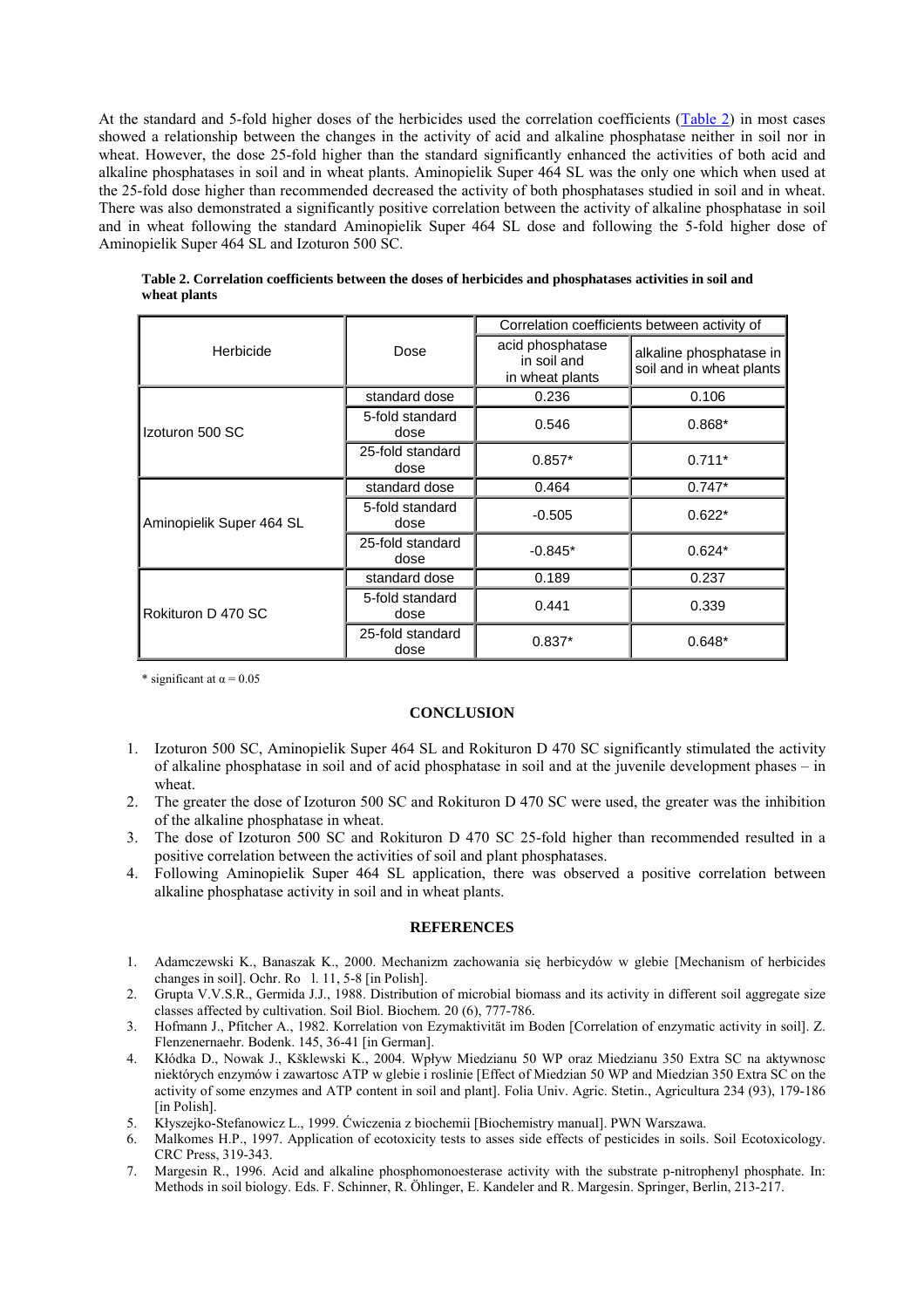At the standard and 5-fold higher doses of the herbicides used the correlation coefficients (Table 2) in most cases showed a relationship between the changes in the activity of acid and alkaline phosphatase neither in soil nor in wheat. However, the dose 25-fold higher than the standard significantly enhanced the activities of both acid and alkaline phosphatases in soil and in wheat plants. Aminopielik Super 464 SL was the only one which when used at the 25-fold dose higher than recommended decreased the activity of both phosphatases studied in soil and in wheat. There was also demonstrated a significantly positive correlation between the activity of alkaline phosphatase in soil and in wheat following the standard Aminopielik Super 464 SL dose and following the 5-fold higher dose of Aminopielik Super 464 SL and Izoturon 500 SC.

**Table 2. Correlation coefficients between the doses of herbicides and phosphatases activities in soil and wheat plants**

| Herbicide | Dose | Correlation coefficients between activity of | |
|---|---|---|---|
| | | acid phosphatase in soil and in wheat plants | alkaline phosphatase in soil and in wheat plants |
| Izoturon 500 SC | standard dose | 0.236 | 0.106 |
| | 5-fold standard dose | 0.546 | 0.868* |
| | 25-fold standard dose | 0.857* | 0.711* |
| Aminopielik Super 464 SL | standard dose | 0.464 | 0.747* |
| | 5-fold standard dose | -0.505 | 0.622* |
| | 25-fold standard dose | -0.845* | 0.624* |
| Rokituron D 470 SC | standard dose | 0.189 | 0.237 |
| | 5-fold standard dose | 0.441 | 0.339 |
| | 25-fold standard dose | 0.837* | 0.648* |

* significant at $\alpha = 0.05$

## CONCLUSION

1. Izoturon 500 SC, Aminopielik Super 464 SL and Rokituron D 470 SC significantly stimulated the activity of alkaline phosphatase in soil and of acid phosphatase in soil and at the juvenile development phases – in wheat.
2. The greater the dose of Izoturon 500 SC and Rokituron D 470 SC were used, the greater was the inhibition of the alkaline phosphatase in wheat.
3. The dose of Izoturon 500 SC and Rokituron D 470 SC 25-fold higher than recommended resulted in a positive correlation between the activities of soil and plant phosphatases.
4. Following Aminopielik Super 464 SL application, there was observed a positive correlation between alkaline phosphatase activity in soil and in wheat plants.

## REFERENCES

1. Adamczewski K., Banaszak K., 2000. Mechanizm zachowania się herbicydów w glebie [Mechanism of herbicides changes in soil]. Ochr. Ro l. 11, 5-8 [in Polish].
2. Grupta V.V.S.R., Germida J.J., 1988. Distribution of microbial biomass and its activity in different soil aggregate size classes affected by cultivation. Soil Biol. Biochem. 20 (6), 777-786.
3. Hofmann J., Pfitcher A., 1982. Korrelation von Ezymaktivität im Boden [Correlation of ezymatic activity in soil]. Z. Flenzenernaehr. Bodenk. 145, 36-41 [in German].
4. Kłódka D., Nowak J., Kšklewski K., 2004. Wpływ Miedzianu 50 WP oraz Miedzianu 350 Extra SC na aktywnosc niektórych enzymów i zawartosc ATP w glebie i roslinie [Effect of Miedzian 50 WP and Miedzian 350 Extra SC on the activity of some enzymes and ATP content in soil and plant]. Folia Univ. Agric. Stetin., Agricultura 234 (93), 179-186 [in Polish].
5. Kłyszejko-Stefanowicz L., 1999. Ćwiczenia z biochemii [Biochemistry manual]. PWN Warszawa.
6. Malkomes H.P., 1997. Application of ecotoxicity tests to asses side effects of pesticides in soils. Soil Ecotoxicology. CRC Press, 319-343.
7. Margesin R., 1996. Acid and alkaline phosphomonoesterase activity with the substrate p-nitrophenyl phosphate. In: Methods in soil biology. Eds. F. Schinner, R. Öhlinger, E. Kandeler and R. Margesin. Springer, Berlin, 213-217.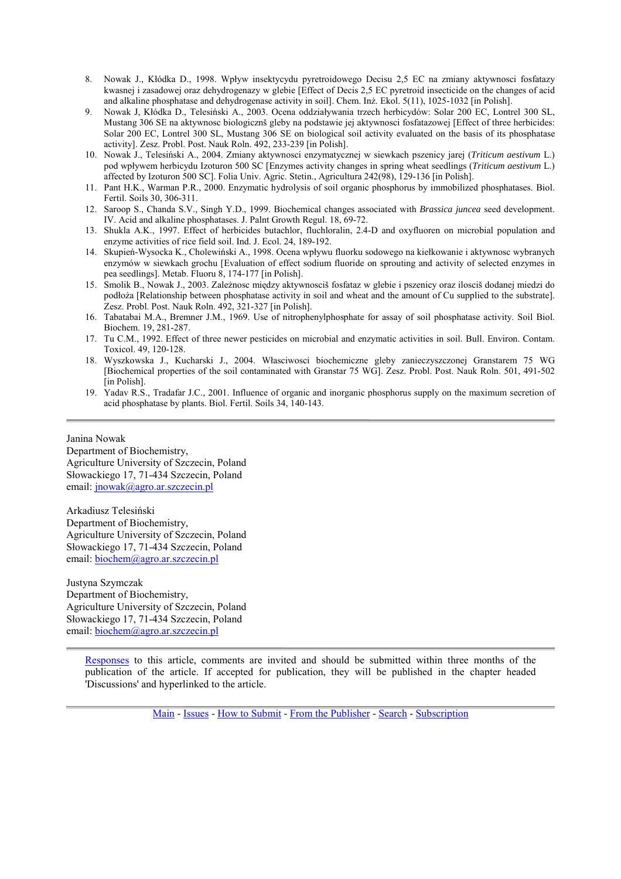8. Nowak J., Kłódka D., 1998. Wpływ insektycydu pyretroidowego Decisu 2,5 EC na zmiany aktywnosci fosfatazy kwasnej i zasadowej oraz dehydrogenazy w glebie [Effect of Decis 2,5 EC pyretroid insecticide on the changes of acid and alkaline phosphatase and dehydrogenase activity in soil]. Chem. Inż. Ekol. 5(11), 1025-1032 [in Polish].
9. Nowak J, Kłódka D., Telesiński A., 2003. Ocena oddziaływania trzech herbicydów: Solar 200 EC, Lontrel 300 SL, Mustang 306 SE na aktywnosc biologicznš gleby na podstawie jej aktywnosci fosfatazowej [Effect of three herbicides: Solar 200 EC, Lontrel 300 SL, Mustang 306 SE on biological soil activity evaluated on the basis of its phosphatase activity]. Zesz. Probl. Post. Nauk Roln. 492, 233-239 [in Polish].
10. Nowak J., Telesiński A., 2004. Zmiany aktywnosci enzymatycznej w siewkach pszenicy jarej (*Triticum aestivum* L.) pod wpływem herbicydu Izoturon 500 SC [Enzymes activity changes in spring wheat seedlings (*Triticum aestivum* L.) affected by Izoturon 500 SC]. Folia Univ. Agric. Stetin., Agricultura 242(98), 129-136 [in Polish].
11. Pant H.K., Warman P.R., 2000. Enzymatic hydrolysis of soil organic phosphorus by immobilized phosphatases. Biol. Fertil. Soils 30, 306-311.
12. Saroop S., Chanda S.V., Singh Y.D., 1999. Biochemical changes associated with *Brassica juncea* seed development. IV. Acid and alkaline phosphatases. J. Palnt Growth Regul. 18, 69-72.
13. Shukla A.K., 1997. Effect of herbicides butachlor, fluchloralin, 2.4-D and oxyfluoren on microbial population and enzyme activities of rice field soil. Ind. J. Ecol. 24, 189-192.
14. Skupień-Wysocka K., Cholewiński A., 1998. Ocena wpływu fluorku sodowego na kiełkowanie i aktywnosc wybranych enzymów w siewkach grochu [Evaluation of effect sodium fluoride on sprouting and activity of selected enzymes in pea seedlings]. Metab. Fluoru 8, 174-177 [in Polish].
15. Smolik B., Nowak J., 2003. Zależnosc między aktywnosciš fosfataz w glebie i pszenicy oraz ilosciš dodanej miedzi do podłoża [Relationship between phosphatase activity in soil and wheat and the amount of Cu supplied to the substrate]. Zesz. Probl. Post. Nauk Roln. 492, 321-327 [in Polish].
16. Tabatabai M.A., Bremner J.M., 1969. Use of nitrophenylphosphate for assay of soil phosphatase activity. Soil Biol. Biochem. 19, 281-287.
17. Tu C.M., 1992. Effect of three newer pesticides on microbial and enzymatic activities in soil. Bull. Environ. Contam. Toxicol. 49, 120-128.
18. Wyszkowska J., Kucharski J., 2004. Własciwosci biochemiczne gleby zanieczyszczonej Granstarem 75 WG [Biochemical properties of the soil contaminated with Granstar 75 WG]. Zesz. Probl. Post. Nauk Roln. 501, 491-502 [in Polish].
19. Yadav R.S., Tradafar J.C., 2001. Influence of organic and inorganic phosphorus supply on the maximum secretion of acid phosphatase by plants. Biol. Fertil. Soils 34, 140-143.

---

Janina Nowak
Department of Biochemistry,
Agriculture University of Szczecin, Poland
Słowackiego 17, 71-434 Szczecin, Poland
email: jnowak@agro.ar.szczecin.pl

Arkadiusz Telesiński
Department of Biochemistry,
Agriculture University of Szczecin, Poland
Słowackiego 17, 71-434 Szczecin, Poland
email: biochem@agro.ar.szczecin.pl

Justyna Szymczak
Department of Biochemistry,
Agriculture University of Szczecin, Poland
Słowackiego 17, 71-434 Szczecin, Poland
email: biochem@agro.ar.szczecin.pl

---

Responses to this article, comments are invited and should be submitted within three months of the publication of the article. If accepted for publication, they will be published in the chapter headed 'Discussions' and hyperlinked to the article.

---

Main - Issues - How to Submit - From the Publisher - Search - Subscription